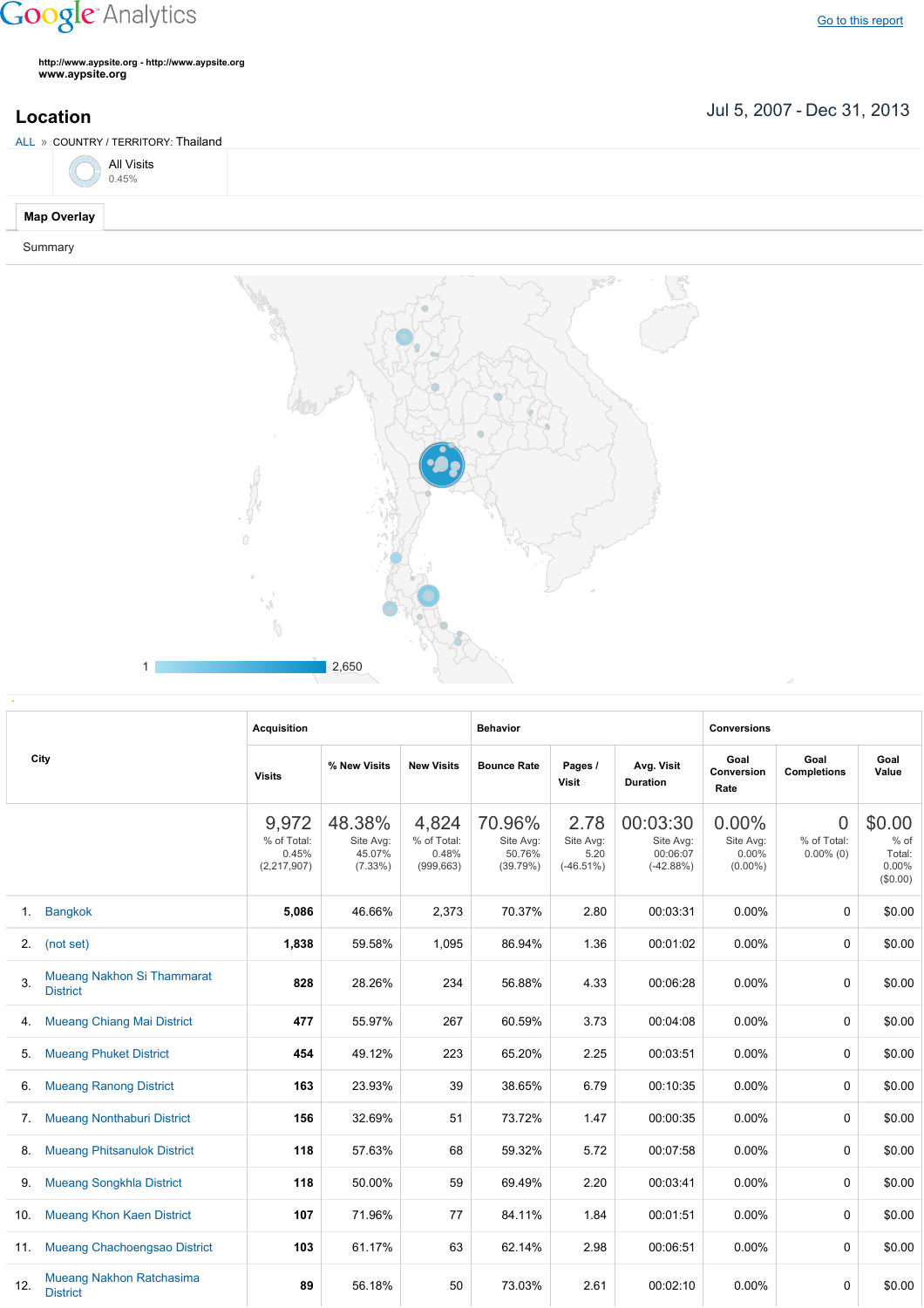Google Analytics

Go to this report

http://www.aypsite.org - http://www.aypsite.org
www.aypsite.org

# Location

Jul 5, 2007 - Dec 31, 2013

ALL » COUNTRY / TERRITORY: Thailand

All Visits
0.45%

**Map Overlay**

Summary

1 ... 2,650

| City | Acquisition | | | Behavior | | | Conversions | | |
|---|---|---|---|---|---|---|---|---|---|
| | Visits | % New Visits | New Visits | Bounce Rate | Pages / Visit | Avg. Visit Duration | Goal Conversion Rate | Goal Completions | Goal Value |
| | 9,972 % of Total: 0.45% (2,217,907) | 48.38% Site Avg: 45.07% (7.33%) | 4,824 % of Total: 0.48% (999,663) | 70.96% Site Avg: 50.76% (39.79%) | 2.78 Site Avg: 5.20 (-46.51%) | 00:03:30 Site Avg: 00:06:07 (-42.88%) | 0.00% Site Avg: 0.00% (0.00%) | 0 % of Total: 0.00% (0) | $0.00 % of Total: 0.00% ($0.00) |
| 1. Bangkok | 5,086 | 46.66% | 2,373 | 70.37% | 2.80 | 00:03:31 | 0.00% | 0 | $0.00 |
| 2. (not set) | 1,838 | 59.58% | 1,095 | 86.94% | 1.36 | 00:01:02 | 0.00% | 0 | $0.00 |
| 3. Mueang Nakhon Si Thammarat District | 828 | 28.26% | 234 | 56.88% | 4.33 | 00:06:28 | 0.00% | 0 | $0.00 |
| 4. Mueang Chiang Mai District | 477 | 55.97% | 267 | 60.59% | 3.73 | 00:04:08 | 0.00% | 0 | $0.00 |
| 5. Mueang Phuket District | 454 | 49.12% | 223 | 65.20% | 2.25 | 00:03:51 | 0.00% | 0 | $0.00 |
| 6. Mueang Ranong District | 163 | 23.93% | 39 | 38.65% | 6.79 | 00:10:35 | 0.00% | 0 | $0.00 |
| 7. Mueang Nonthaburi District | 156 | 32.69% | 51 | 73.72% | 1.47 | 00:00:35 | 0.00% | 0 | $0.00 |
| 8. Mueang Phitsanulok District | 118 | 57.63% | 68 | 59.32% | 5.72 | 00:07:58 | 0.00% | 0 | $0.00 |
| 9. Mueang Songkhla District | 118 | 50.00% | 59 | 69.49% | 2.20 | 00:03:41 | 0.00% | 0 | $0.00 |
| 10. Mueang Khon Kaen District | 107 | 71.96% | 77 | 84.11% | 1.84 | 00:01:51 | 0.00% | 0 | $0.00 |
| 11. Mueang Chachoengsao District | 103 | 61.17% | 63 | 62.14% | 2.98 | 00:06:51 | 0.00% | 0 | $0.00 |
| 12. Mueang Nakhon Ratchasima District | 89 | 56.18% | 50 | 73.03% | 2.61 | 00:02:10 | 0.00% | 0 | $0.00 |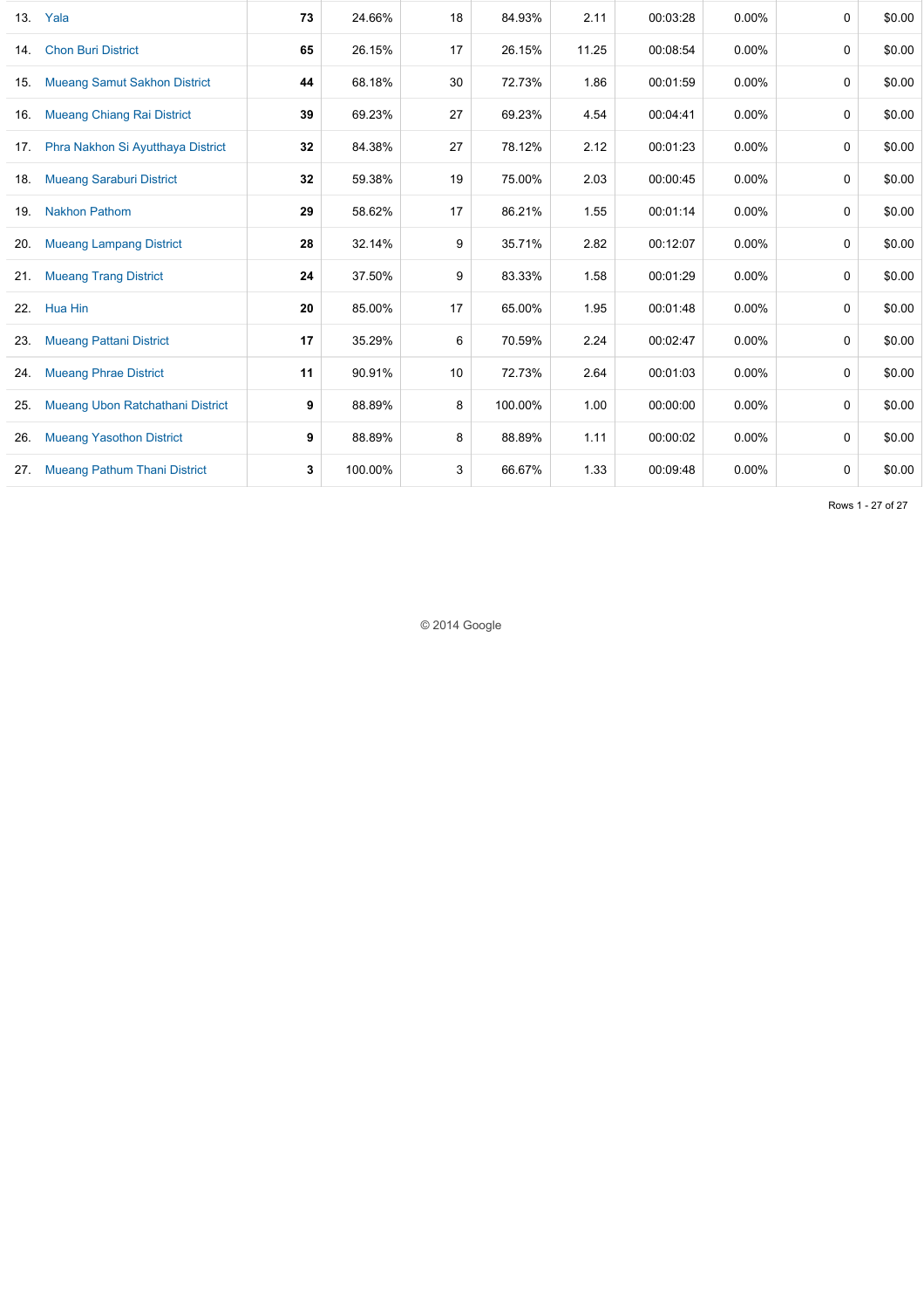| | | | | | | | | | |
|---|---|---|---|---|---|---|---|---|---|
| 13. | Yala | **73** | 24.66% | 18 | 84.93% | 2.11 | 00:03:28 | 0.00% | 0 | $0.00 |
| 14. | Chon Buri District | **65** | 26.15% | 17 | 26.15% | 11.25 | 00:08:54 | 0.00% | 0 | $0.00 |
| 15. | Mueang Samut Sakhon District | **44** | 68.18% | 30 | 72.73% | 1.86 | 00:01:59 | 0.00% | 0 | $0.00 |
| 16. | Mueang Chiang Rai District | **39** | 69.23% | 27 | 69.23% | 4.54 | 00:04:41 | 0.00% | 0 | $0.00 |
| 17. | Phra Nakhon Si Ayutthaya District | **32** | 84.38% | 27 | 78.12% | 2.12 | 00:01:23 | 0.00% | 0 | $0.00 |
| 18. | Mueang Saraburi District | **32** | 59.38% | 19 | 75.00% | 2.03 | 00:00:45 | 0.00% | 0 | $0.00 |
| 19. | Nakhon Pathom | **29** | 58.62% | 17 | 86.21% | 1.55 | 00:01:14 | 0.00% | 0 | $0.00 |
| 20. | Mueang Lampang District | **28** | 32.14% | 9 | 35.71% | 2.82 | 00:12:07 | 0.00% | 0 | $0.00 |
| 21. | Mueang Trang District | **24** | 37.50% | 9 | 83.33% | 1.58 | 00:01:29 | 0.00% | 0 | $0.00 |
| 22. | Hua Hin | **20** | 85.00% | 17 | 65.00% | 1.95 | 00:01:48 | 0.00% | 0 | $0.00 |
| 23. | Mueang Pattani District | **17** | 35.29% | 6 | 70.59% | 2.24 | 00:02:47 | 0.00% | 0 | $0.00 |
| 24. | Mueang Phrae District | **11** | 90.91% | 10 | 72.73% | 2.64 | 00:01:03 | 0.00% | 0 | $0.00 |
| 25. | Mueang Ubon Ratchathani District | **9** | 88.89% | 8 | 100.00% | 1.00 | 00:00:00 | 0.00% | 0 | $0.00 |
| 26. | Mueang Yasothon District | **9** | 88.89% | 8 | 88.89% | 1.11 | 00:00:02 | 0.00% | 0 | $0.00 |
| 27. | Mueang Pathum Thani District | **3** | 100.00% | 3 | 66.67% | 1.33 | 00:09:48 | 0.00% | 0 | $0.00 |

Rows 1 - 27 of 27

© 2014 Google